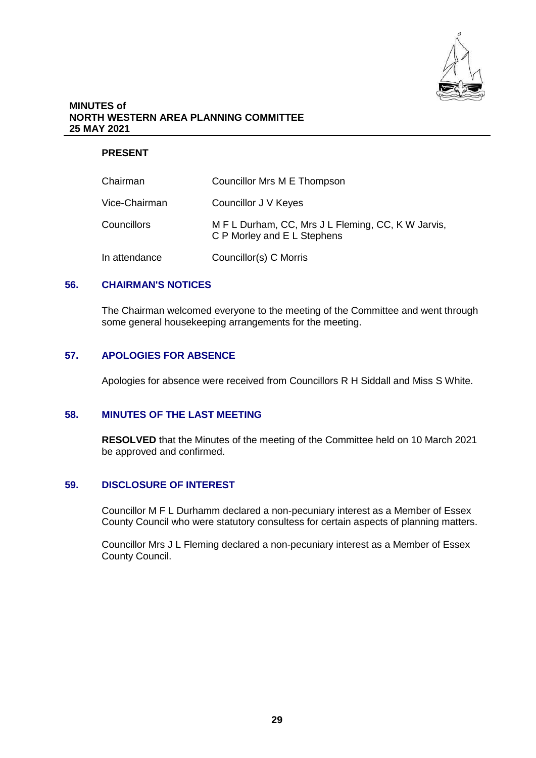**MINUTES of**
**NORTH WESTERN AREA PLANNING COMMITTEE**
**25 MAY 2021**

**PRESENT**

| | |
|---|---|
| Chairman | Councillor Mrs M E Thompson |
| Vice-Chairman | Councillor J V Keyes |
| Councillors | M F L Durham, CC, Mrs J L Fleming, CC, K W Jarvis, C P Morley and E L Stephens |
| In attendance | Councillor(s) C Morris |

## 56. CHAIRMAN'S NOTICES

The Chairman welcomed everyone to the meeting of the Committee and went through some general housekeeping arrangements for the meeting.

## 57. APOLOGIES FOR ABSENCE

Apologies for absence were received from Councillors R H Siddall and Miss S White.

## 58. MINUTES OF THE LAST MEETING

**RESOLVED** that the Minutes of the meeting of the Committee held on 10 March 2021 be approved and confirmed.

## 59. DISCLOSURE OF INTEREST

Councillor M F L Durhamm declared a non-pecuniary interest as a Member of Essex County Council who were statutory consultess for certain aspects of planning matters.

Councillor Mrs J L Fleming declared a non-pecuniary interest as a Member of Essex County Council.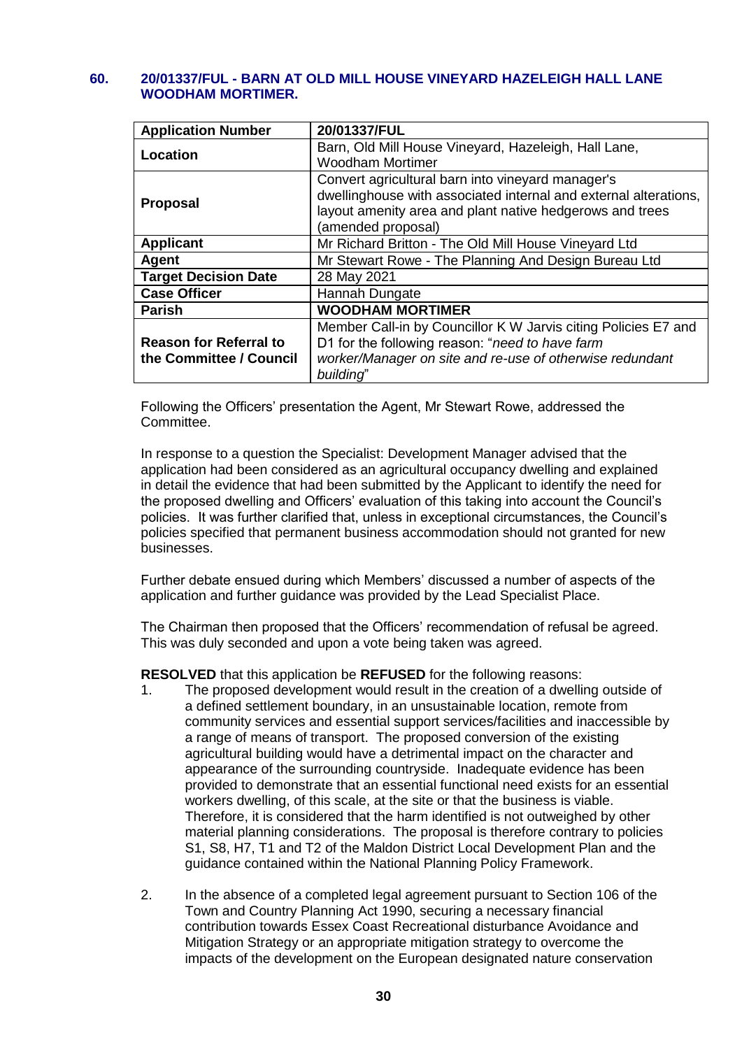### 60. 20/01337/FUL - BARN AT OLD MILL HOUSE VINEYARD HAZELEIGH HALL LANE WOODHAM MORTIMER.

| **Application Number** | **20/01337/FUL** |
|---|---|
| **Location** | Barn, Old Mill House Vineyard, Hazeleigh, Hall Lane, Woodham Mortimer |
| **Proposal** | Convert agricultural barn into vineyard manager's dwellinghouse with associated internal and external alterations, layout amenity area and plant native hedgerows and trees (amended proposal) |
| **Applicant** | Mr Richard Britton - The Old Mill House Vineyard Ltd |
| **Agent** | Mr Stewart Rowe - The Planning And Design Bureau Ltd |
| **Target Decision Date** | 28 May 2021 |
| **Case Officer** | Hannah Dungate |
| **Parish** | **WOODHAM MORTIMER** |
| **Reason for Referral to the Committee / Council** | Member Call-in by Councillor K W Jarvis citing Policies E7 and D1 for the following reason: "*need to have farm worker/Manager on site and re-use of otherwise redundant building*" |

Following the Officers' presentation the Agent, Mr Stewart Rowe, addressed the Committee.

In response to a question the Specialist: Development Manager advised that the application had been considered as an agricultural occupancy dwelling and explained in detail the evidence that had been submitted by the Applicant to identify the need for the proposed dwelling and Officers' evaluation of this taking into account the Council's policies. It was further clarified that, unless in exceptional circumstances, the Council's policies specified that permanent business accommodation should not granted for new businesses.

Further debate ensued during which Members' discussed a number of aspects of the application and further guidance was provided by the Lead Specialist Place.

The Chairman then proposed that the Officers' recommendation of refusal be agreed. This was duly seconded and upon a vote being taken was agreed.

**RESOLVED** that this application be **REFUSED** for the following reasons:

1. The proposed development would result in the creation of a dwelling outside of a defined settlement boundary, in an unsustainable location, remote from community services and essential support services/facilities and inaccessible by a range of means of transport. The proposed conversion of the existing agricultural building would have a detrimental impact on the character and appearance of the surrounding countryside. Inadequate evidence has been provided to demonstrate that an essential functional need exists for an essential workers dwelling, of this scale, at the site or that the business is viable. Therefore, it is considered that the harm identified is not outweighed by other material planning considerations. The proposal is therefore contrary to policies S1, S8, H7, T1 and T2 of the Maldon District Local Development Plan and the guidance contained within the National Planning Policy Framework.

2. In the absence of a completed legal agreement pursuant to Section 106 of the Town and Country Planning Act 1990, securing a necessary financial contribution towards Essex Coast Recreational disturbance Avoidance and Mitigation Strategy or an appropriate mitigation strategy to overcome the impacts of the development on the European designated nature conservation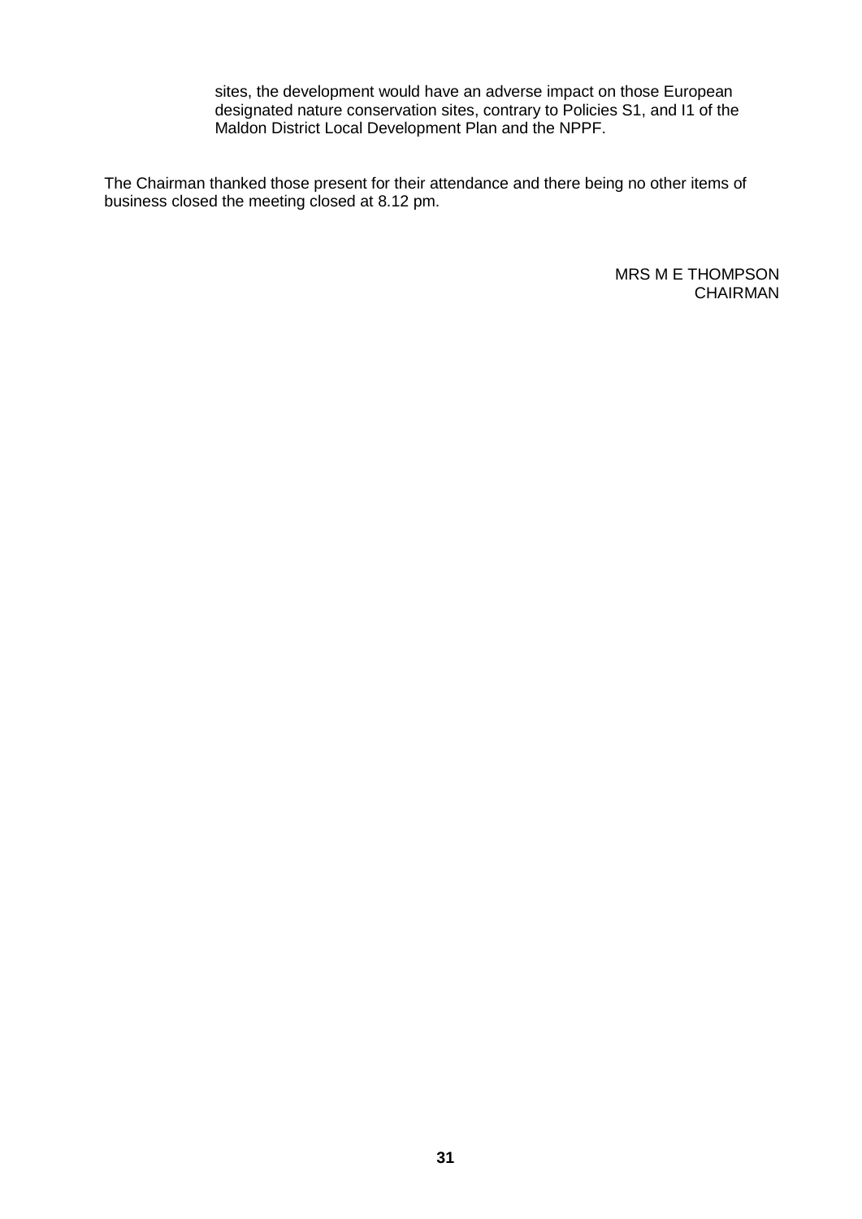sites, the development would have an adverse impact on those European designated nature conservation sites, contrary to Policies S1, and I1 of the Maldon District Local Development Plan and the NPPF.

The Chairman thanked those present for their attendance and there being no other items of business closed the meeting closed at 8.12 pm.

MRS M E THOMPSON
CHAIRMAN